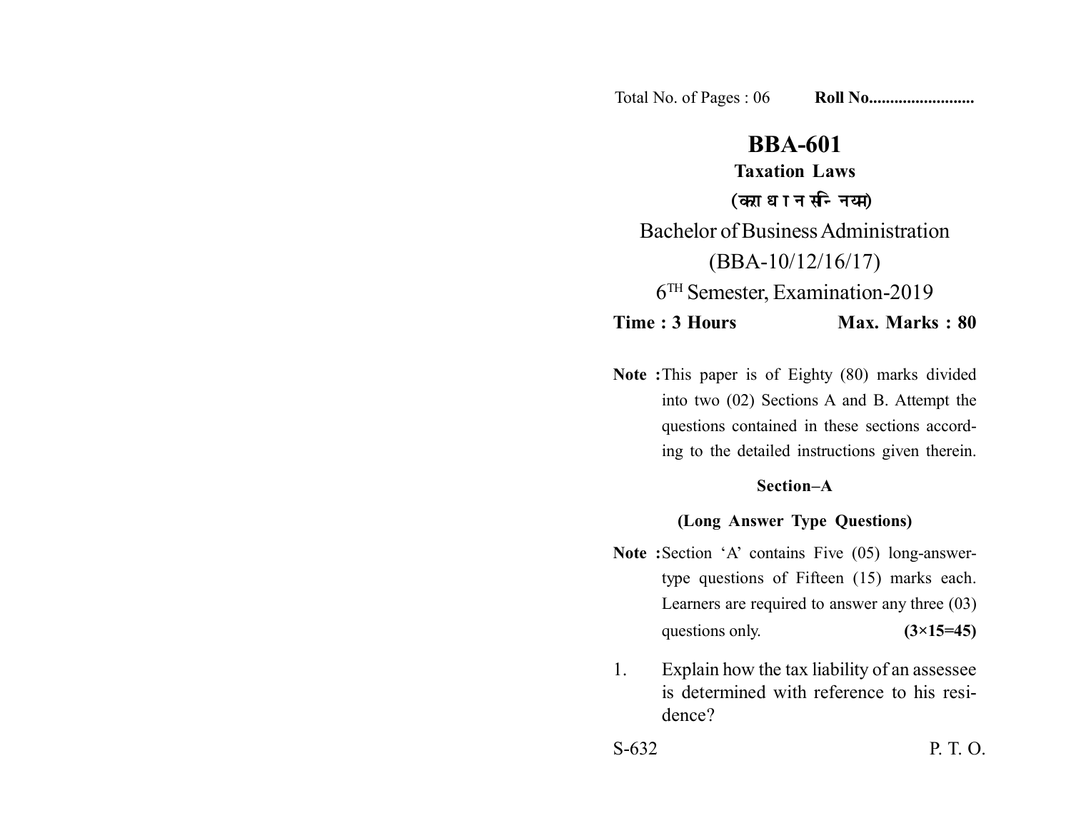Total No. of Pages : 06 **Roll No........................**

# BBA-601

## Taxation Laws

**(कराधान नियम)**

Bachelor of Business Administration

(BBA-10/12/16/17)

6TH Semester, Examination-2019

**Time : 3 Hours** **Max. Marks : 80**

**Note :** This paper is of Eighty (80) marks divided into two (02) Sections A and B. Attempt the questions contained in these sections according to the detailed instructions given therein.

### Section–A

**(Long Answer Type Questions)**

**Note :** Section 'A' contains Five (05) long-answer-type questions of Fifteen (15) marks each. Learners are required to answer any three (03) questions only. **(3×15=45)**

1. Explain how the tax liability of an assessee is determined with reference to his residence?

S-632 P. T. O.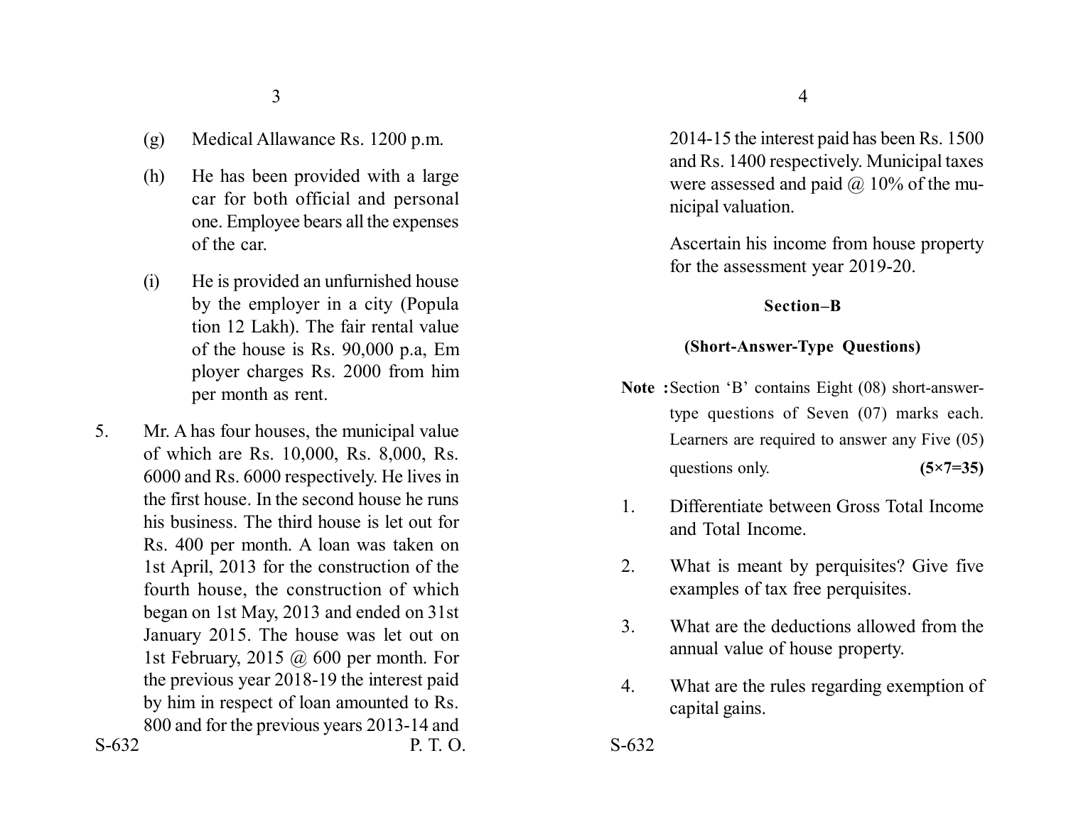(g) Medical Allawance Rs. 1200 p.m.

(h) He has been provided with a large car for both official and personal one. Employee bears all the expenses of the car.

(i) He is provided an unfurnished house by the employer in a city (Popula tion 12 Lakh). The fair rental value of the house is Rs. 90,000 p.a, Em ployer charges Rs. 2000 from him per month as rent.

5. Mr. A has four houses, the municipal value of which are Rs. 10,000, Rs. 8,000, Rs. 6000 and Rs. 6000 respectively. He lives in the first house. In the second house he runs his business. The third house is let out for Rs. 400 per month. A loan was taken on 1st April, 2013 for the construction of the fourth house, the construction of which began on 1st May, 2013 and ended on 31st January 2015. The house was let out on 1st February, 2015 @ 600 per month. For the previous year 2018-19 the interest paid by him in respect of loan amounted to Rs. 800 and for the previous years 2013-14 and 2014-15 the interest paid has been Rs. 1500 and Rs. 1400 respectively. Municipal taxes were assessed and paid @ 10% of the municipal valuation.

Ascertain his income from house property for the assessment year 2019-20.

## Section–B

### (Short-Answer-Type Questions)

**Note :** Section 'B' contains Eight (08) short-answer-type questions of Seven (07) marks each. Learners are required to answer any Five (05) questions only. **(5×7=35)**

1. Differentiate between Gross Total Income and Total Income.

2. What is meant by perquisites? Give five examples of tax free perquisites.

3. What are the deductions allowed from the annual value of house property.

4. What are the rules regarding exemption of capital gains.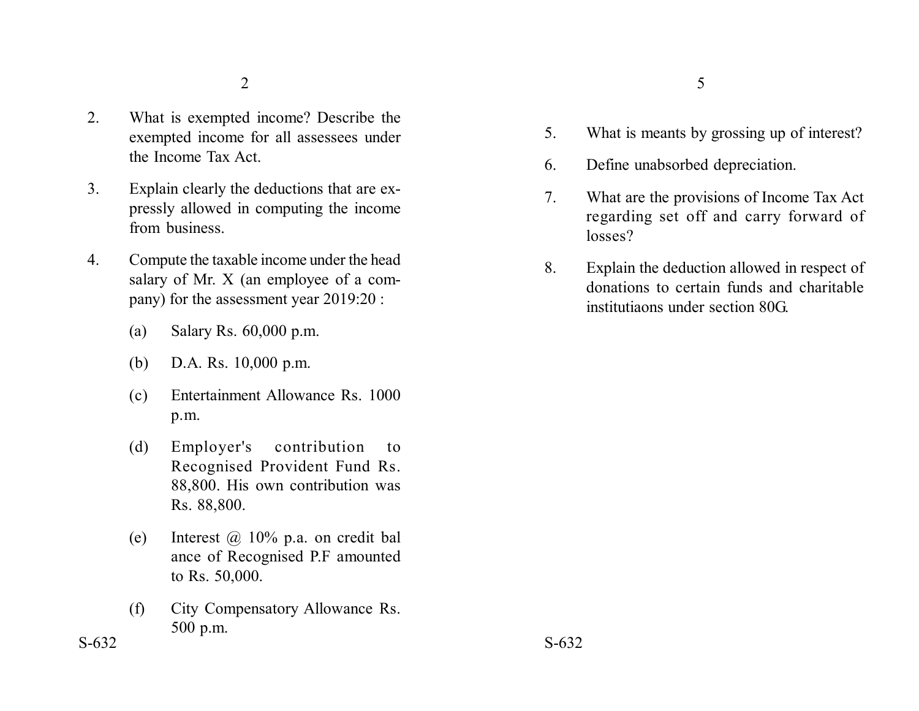2. What is exempted income? Describe the exempted income for all assessees under the Income Tax Act.

3. Explain clearly the deductions that are expressly allowed in computing the income from business.

4. Compute the taxable income under the head salary of Mr. X (an employee of a company) for the assessment year 2019:20 :

   (a) Salary Rs. 60,000 p.m.

   (b) D.A. Rs. 10,000 p.m.

   (c) Entertainment Allowance Rs. 1000 p.m.

   (d) Employer's contribution to Recognised Provident Fund Rs. 88,800. His own contribution was Rs. 88,800.

   (e) Interest @ 10% p.a. on credit balance of Recognised P.F amounted to Rs. 50,000.

   (f) City Compensatory Allowance Rs. 500 p.m.

5. What is meants by grossing up of interest?

6. Define unabsorbed depreciation.

7. What are the provisions of Income Tax Act regarding set off and carry forward of losses?

8. Explain the deduction allowed in respect of donations to certain funds and charitable institutiaons under section 80G.